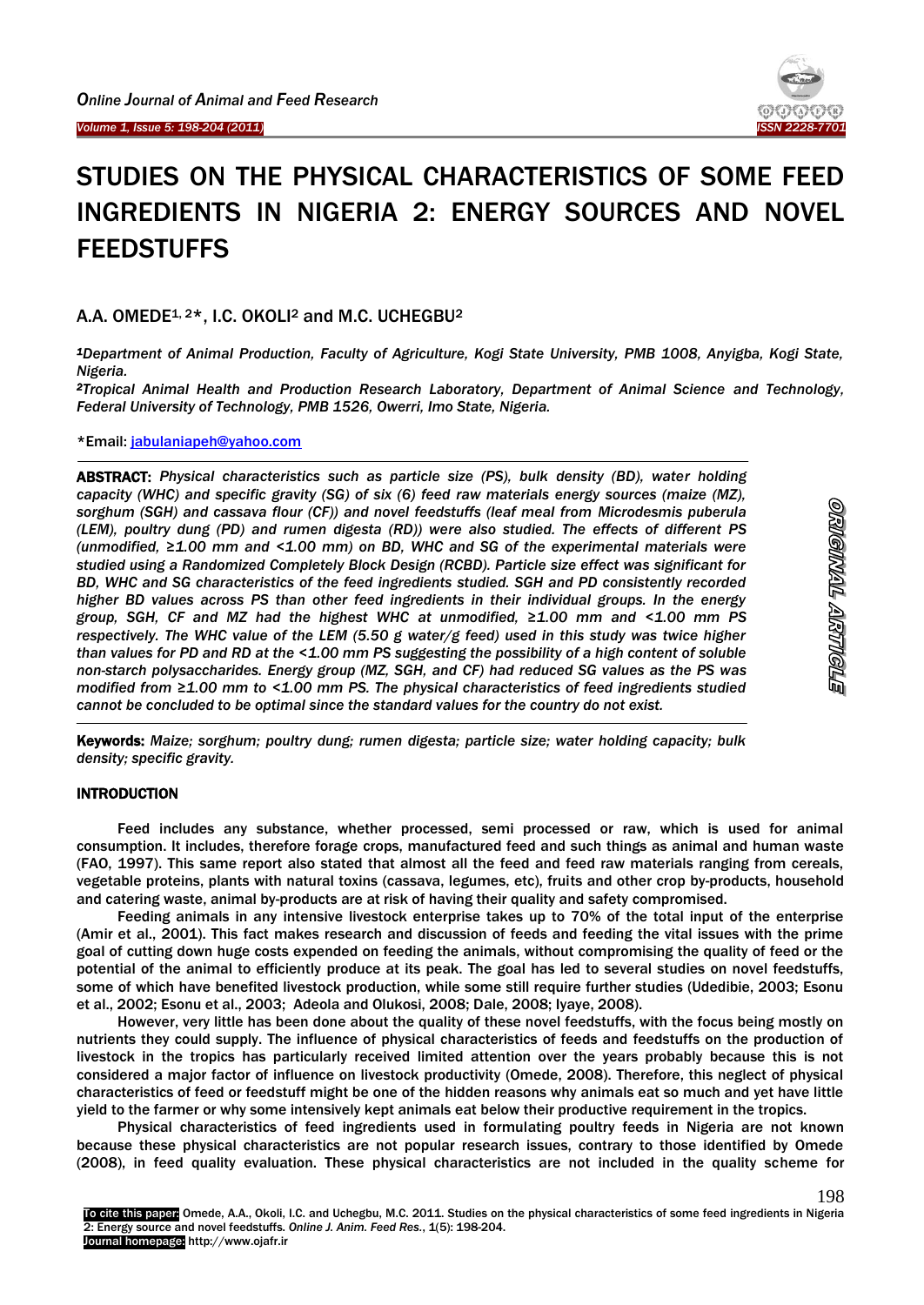# STUDIES ON THE PHYSICAL CHARACTERISTICS OF SOME FEED INGREDIENTS IN NIGERIA 2: ENERGY SOURCES AND NOVEL FEEDSTUFFS

**A.A. OMEDE[1, 2]*, I.C. OKOLI[2] and M.C. UCHEGBU[2]**

*[1]Department of Animal Production, Faculty of Agriculture, Kogi State University, PMB 1008, Anyigba, Kogi State, Nigeria.*

*[2]Tropical Animal Health and Production Research Laboratory, Department of Animal Science and Technology, Federal University of Technology, PMB 1526, Owerri, Imo State, Nigeria.*

*Email: jabulaniapeh@yahoo.com

**ABSTRACT:** *Physical characteristics such as particle size (PS), bulk density (BD), water holding capacity (WHC) and specific gravity (SG) of six (6) feed raw materials energy sources (maize (MZ), sorghum (SGH) and cassava flour (CF)) and novel feedstuffs (leaf meal from Microdesmis puberula (LEM), poultry dung (PD) and rumen digesta (RD)) were also studied. The effects of different PS (unmodified, ≥1.00 mm and <1.00 mm) on BD, WHC and SG of the experimental materials were studied using a Randomized Completely Block Design (RCBD). Particle size effect was significant for BD, WHC and SG characteristics of the feed ingredients studied. SGH and PD consistently recorded higher BD values across PS than other feed ingredients in their individual groups. In the energy group, SGH, CF and MZ had the highest WHC at unmodified, ≥1.00 mm and <1.00 mm PS respectively. The WHC value of the LEM (5.50 g water/g feed) used in this study was twice higher than values for PD and RD at the <1.00 mm PS suggesting the possibility of a high content of soluble non-starch polysaccharides. Energy group (MZ, SGH, and CF) had reduced SG values as the PS was modified from ≥1.00 mm to <1.00 mm PS. The physical characteristics of feed ingredients studied cannot be concluded to be optimal since the standard values for the country do not exist.*

**Keywords:** *Maize; sorghum; poultry dung; rumen digesta; particle size; water holding capacity; bulk density; specific gravity.*

## INTRODUCTION

Feed includes any substance, whether processed, semi processed or raw, which is used for animal consumption. It includes, therefore forage crops, manufactured feed and such things as animal and human waste (FAO, 1997). This same report also stated that almost all the feed and feed raw materials ranging from cereals, vegetable proteins, plants with natural toxins (cassava, legumes, etc), fruits and other crop by-products, household and catering waste, animal by-products are at risk of having their quality and safety compromised.

Feeding animals in any intensive livestock enterprise takes up to 70% of the total input of the enterprise (Amir et al., 2001). This fact makes research and discussion of feeds and feeding the vital issues with the prime goal of cutting down huge costs expended on feeding the animals, without compromising the quality of feed or the potential of the animal to efficiently produce at its peak. The goal has led to several studies on novel feedstuffs, some of which have benefited livestock production, while some still require further studies (Udedibie, 2003; Esonu et al., 2002; Esonu et al., 2003; Adeola and Olukosi, 2008; Dale, 2008; Iyaye, 2008).

However, very little has been done about the quality of these novel feedstuffs, with the focus being mostly on nutrients they could supply. The influence of physical characteristics of feeds and feedstuffs on the production of livestock in the tropics has particularly received limited attention over the years probably because this is not considered a major factor of influence on livestock productivity (Omede, 2008). Therefore, this neglect of physical characteristics of feed or feedstuff might be one of the hidden reasons why animals eat so much and yet have little yield to the farmer or why some intensively kept animals eat below their productive requirement in the tropics.

Physical characteristics of feed ingredients used in formulating poultry feeds in Nigeria are not known because these physical characteristics are not popular research issues, contrary to those identified by Omede (2008), in feed quality evaluation. These physical characteristics are not included in the quality scheme for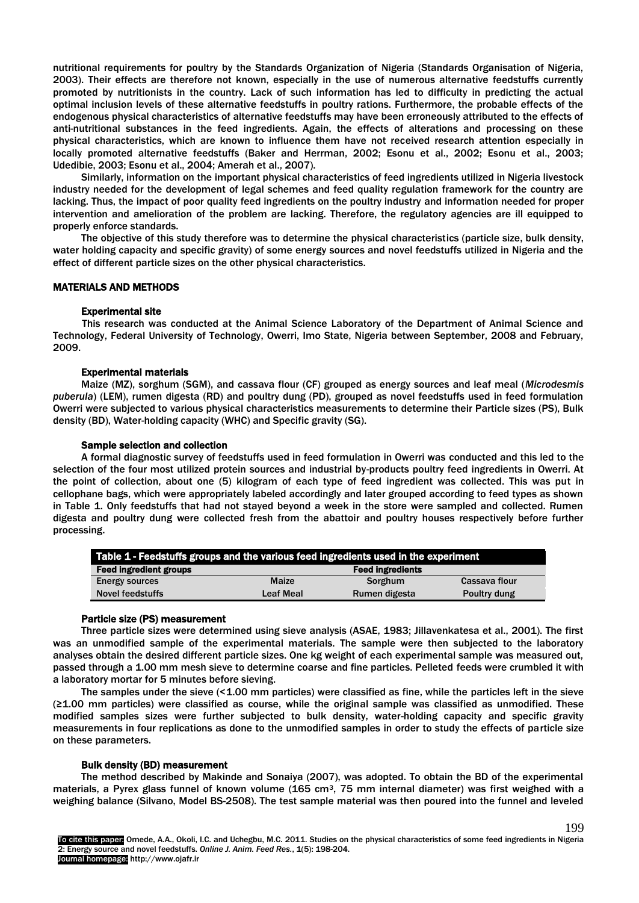nutritional requirements for poultry by the Standards Organization of Nigeria (Standards Organisation of Nigeria, 2003). Their effects are therefore not known, especially in the use of numerous alternative feedstuffs currently promoted by nutritionists in the country. Lack of such information has led to difficulty in predicting the actual optimal inclusion levels of these alternative feedstuffs in poultry rations. Furthermore, the probable effects of the endogenous physical characteristics of alternative feedstuffs may have been erroneously attributed to the effects of anti-nutritional substances in the feed ingredients. Again, the effects of alterations and processing on these physical characteristics, which are known to influence them have not received research attention especially in locally promoted alternative feedstuffs (Baker and Herrman, 2002; Esonu et al., 2002; Esonu et al., 2003; Udedibie, 2003; Esonu et al., 2004; Amerah et al., 2007).

Similarly, information on the important physical characteristics of feed ingredients utilized in Nigeria livestock industry needed for the development of legal schemes and feed quality regulation framework for the country are lacking. Thus, the impact of poor quality feed ingredients on the poultry industry and information needed for proper intervention and amelioration of the problem are lacking. Therefore, the regulatory agencies are ill equipped to properly enforce standards.

The objective of this study therefore was to determine the physical characteristics (particle size, bulk density, water holding capacity and specific gravity) of some energy sources and novel feedstuffs utilized in Nigeria and the effect of different particle sizes on the other physical characteristics.

## MATERIALS AND METHODS

### Experimental site

This research was conducted at the Animal Science Laboratory of the Department of Animal Science and Technology, Federal University of Technology, Owerri, Imo State, Nigeria between September, 2008 and February, 2009.

### Experimental materials

Maize (MZ), sorghum (SGM), and cassava flour (CF) grouped as energy sources and leaf meal (*Microdesmis puberula*) (LEM), rumen digesta (RD) and poultry dung (PD), grouped as novel feedstuffs used in feed formulation Owerri were subjected to various physical characteristics measurements to determine their Particle sizes (PS), Bulk density (BD), Water-holding capacity (WHC) and Specific gravity (SG).

### Sample selection and collection

A formal diagnostic survey of feedstuffs used in feed formulation in Owerri was conducted and this led to the selection of the four most utilized protein sources and industrial by-products poultry feed ingredients in Owerri. At the point of collection, about one (5) kilogram of each type of feed ingredient was collected. This was put in cellophane bags, which were appropriately labeled accordingly and later grouped according to feed types as shown in Table 1. Only feedstuffs that had not stayed beyond a week in the store were sampled and collected. Rumen digesta and poultry dung were collected fresh from the abattoir and poultry houses respectively before further processing.

**Table 1 - Feedstuffs groups and the various feed ingredients used in the experiment**

| Feed ingredient groups | Feed ingredients | | |
|---|---|---|---|
| Energy sources | Maize | Sorghum | Cassava flour |
| Novel feedstuffs | Leaf Meal | Rumen digesta | Poultry dung |

### Particle size (PS) measurement

Three particle sizes were determined using sieve analysis (ASAE, 1983; Jillavenkatesa et al., 2001). The first was an unmodified sample of the experimental materials. The sample were then subjected to the laboratory analyses obtain the desired different particle sizes. One kg weight of each experimental sample was measured out, passed through a 1.00 mm mesh sieve to determine coarse and fine particles. Pelleted feeds were crumbled it with a laboratory mortar for 5 minutes before sieving.

The samples under the sieve (<1.00 mm particles) were classified as fine, while the particles left in the sieve (≥1.00 mm particles) were classified as course, while the original sample was classified as unmodified. These modified samples sizes were further subjected to bulk density, water-holding capacity and specific gravity measurements in four replications as done to the unmodified samples in order to study the effects of particle size on these parameters.

### Bulk density (BD) measurement

The method described by Makinde and Sonaiya (2007), was adopted. To obtain the BD of the experimental materials, a Pyrex glass funnel of known volume (165 cm$^3$, 75 mm internal diameter) was first weighed with a weighing balance (Silvano, Model BS-2508). The test sample material was then poured into the funnel and leveled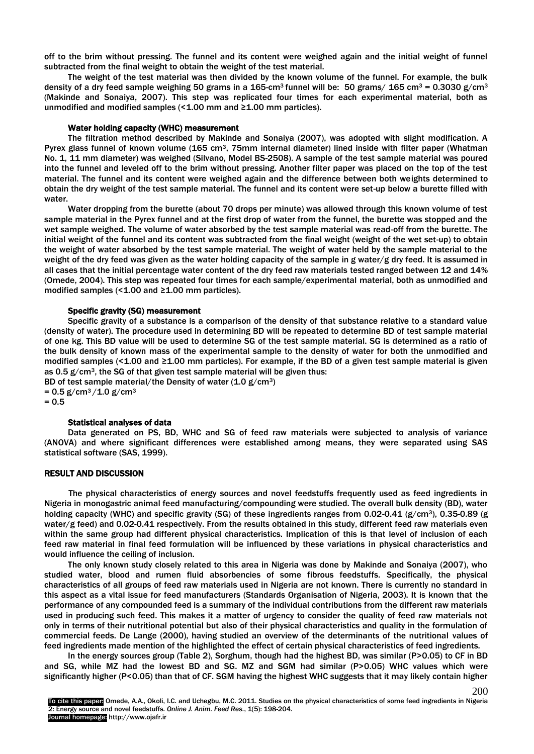off to the brim without pressing. The funnel and its content were weighed again and the initial weight of funnel subtracted from the final weight to obtain the weight of the test material.

The weight of the test material was then divided by the known volume of the funnel. For example, the bulk density of a dry feed sample weighing 50 grams in a 165-cm$^3$ funnel will be: 50 grams/ 165 cm$^3$ = 0.3030 g/cm$^3$ (Makinde and Sonaiya, 2007). This step was replicated four times for each experimental material, both as unmodified and modified samples (<1.00 mm and ≥1.00 mm particles).

### Water holding capacity (WHC) measurement

The filtration method described by Makinde and Sonaiya (2007), was adopted with slight modification. A Pyrex glass funnel of known volume (165 cm$^3$, 75mm internal diameter) lined inside with filter paper (Whatman No. 1, 11 mm diameter) was weighed (Silvano, Model BS-2508). A sample of the test sample material was poured into the funnel and leveled off to the brim without pressing. Another filter paper was placed on the top of the test material. The funnel and its content were weighed again and the difference between both weights determined to obtain the dry weight of the test sample material. The funnel and its content were set-up below a burette filled with water.

Water dropping from the burette (about 70 drops per minute) was allowed through this known volume of test sample material in the Pyrex funnel and at the first drop of water from the funnel, the burette was stopped and the wet sample weighed. The volume of water absorbed by the test sample material was read-off from the burette. The initial weight of the funnel and its content was subtracted from the final weight (weight of the wet set-up) to obtain the weight of water absorbed by the test sample material. The weight of water held by the sample material to the weight of the dry feed was given as the water holding capacity of the sample in g water/g dry feed. It is assumed in all cases that the initial percentage water content of the dry feed raw materials tested ranged between 12 and 14% (Omede, 2004). This step was repeated four times for each sample/experimental material, both as unmodified and modified samples (<1.00 and ≥1.00 mm particles).

### Specific gravity (SG) measurement

Specific gravity of a substance is a comparison of the density of that substance relative to a standard value (density of water). The procedure used in determining BD will be repeated to determine BD of test sample material of one kg. This BD value will be used to determine SG of the test sample material. SG is determined as a ratio of the bulk density of known mass of the experimental sample to the density of water for both the unmodified and modified samples (<1.00 and ≥1.00 mm particles). For example, if the BD of a given test sample material is given as 0.5 g/cm$^3$, the SG of that given test sample material will be given thus:

BD of test sample material/the Density of water (1.0 g/cm$^3$)

= 0.5 g/cm$^3$/1.0 g/cm$^3$

= 0.5

### Statistical analyses of data

Data generated on PS, BD, WHC and SG of feed raw materials were subjected to analysis of variance (ANOVA) and where significant differences were established among means, they were separated using SAS statistical software (SAS, 1999).

## RESULT AND DISCUSSION

The physical characteristics of energy sources and novel feedstuffs frequently used as feed ingredients in Nigeria in monogastric animal feed manufacturing/compounding were studied. The overall bulk density (BD), water holding capacity (WHC) and specific gravity (SG) of these ingredients ranges from 0.02-0.41 (g/cm$^3$), 0.35-0.89 (g water/g feed) and 0.02-0.41 respectively. From the results obtained in this study, different feed raw materials even within the same group had different physical characteristics. Implication of this is that level of inclusion of each feed raw material in final feed formulation will be influenced by these variations in physical characteristics and would influence the ceiling of inclusion.

The only known study closely related to this area in Nigeria was done by Makinde and Sonaiya (2007), who studied water, blood and rumen fluid absorbencies of some fibrous feedstuffs. Specifically, the physical characteristics of all groups of feed raw materials used in Nigeria are not known. There is currently no standard in this aspect as a vital issue for feed manufacturers (Standards Organisation of Nigeria, 2003). It is known that the performance of any compounded feed is a summary of the individual contributions from the different raw materials used in producing such feed. This makes it a matter of urgency to consider the quality of feed raw materials not only in terms of their nutritional potential but also of their physical characteristics and quality in the formulation of commercial feeds. De Lange (2000), having studied an overview of the determinants of the nutritional values of feed ingredients made mention of the highlighted the effect of certain physical characteristics of feed ingredients.

In the energy sources group (Table 2), Sorghum, though had the highest BD, was similar (P>0.05) to CF in BD and SG, while MZ had the lowest BD and SG. MZ and SGM had similar (P>0.05) WHC values which were significantly higher (P<0.05) than that of CF. SGM having the highest WHC suggests that it may likely contain higher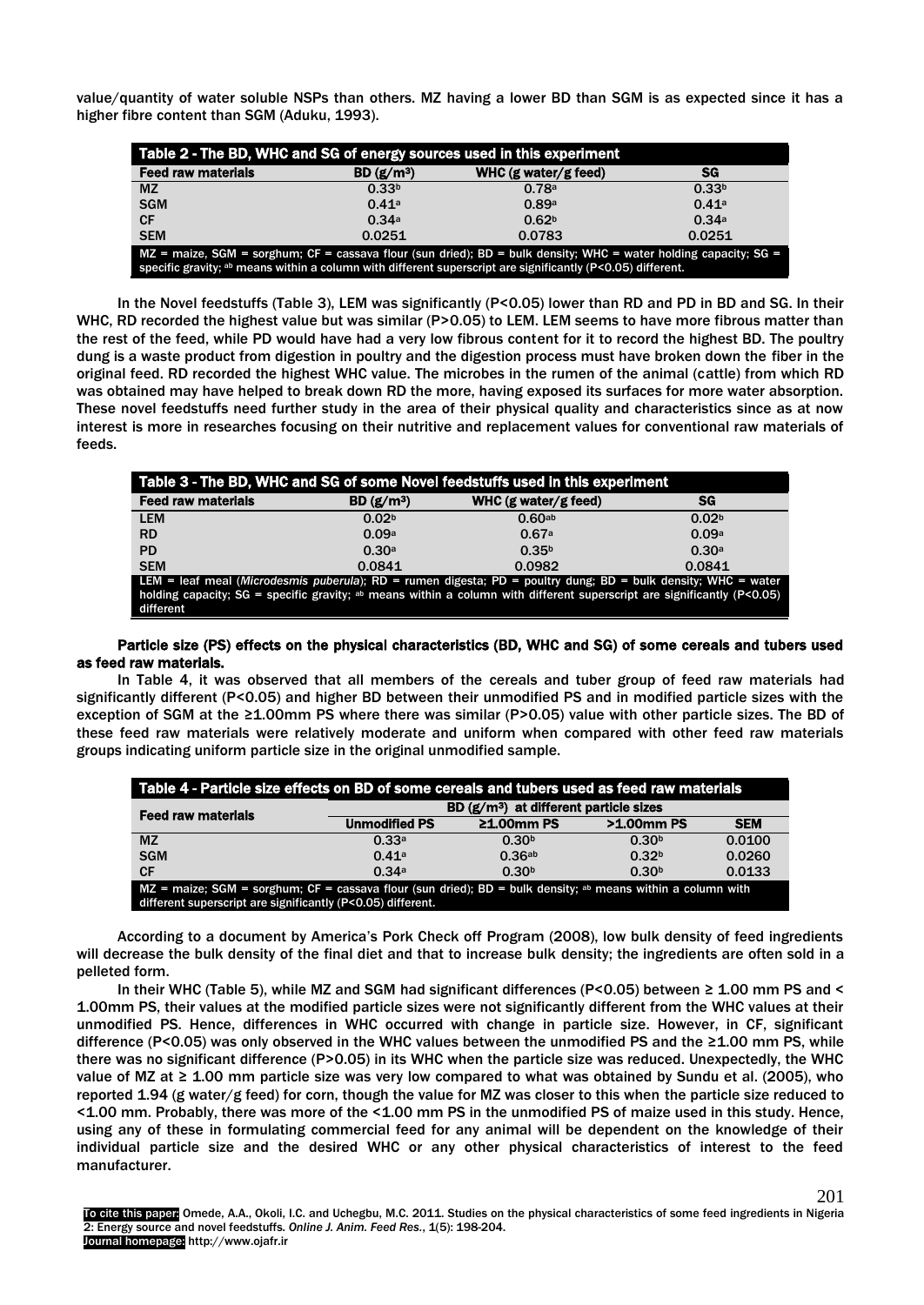value/quantity of water soluble NSPs than others. MZ having a lower BD than SGM is as expected since it has a higher fibre content than SGM (Aduku, 1993).

**Table 2 - The BD, WHC and SG of energy sources used in this experiment**

| Feed raw materials | BD ($g/m^3$) | WHC (g water/g feed) | SG |
|---|---|---|---|
| MZ | 0.33[b] | 0.78[a] | 0.33[b] |
| SGM | 0.41[a] | 0.89[a] | 0.41[a] |
| CF | 0.34[a] | 0.62[b] | 0.34[a] |
| SEM | 0.0251 | 0.0783 | 0.0251 |

MZ = maize, SGM = sorghum; CF = cassava flour (sun dried); BD = bulk density; WHC = water holding capacity; SG = specific gravity; [ab] means within a column with different superscript are significantly (P<0.05) different.

In the Novel feedstuffs (Table 3), LEM was significantly (P<0.05) lower than RD and PD in BD and SG. In their WHC, RD recorded the highest value but was similar (P>0.05) to LEM. LEM seems to have more fibrous matter than the rest of the feed, while PD would have had a very low fibrous content for it to record the highest BD. The poultry dung is a waste product from digestion in poultry and the digestion process must have broken down the fiber in the original feed. RD recorded the highest WHC value. The microbes in the rumen of the animal (cattle) from which RD was obtained may have helped to break down RD the more, having exposed its surfaces for more water absorption. These novel feedstuffs need further study in the area of their physical quality and characteristics since as at now interest is more in researches focusing on their nutritive and replacement values for conventional raw materials of feeds.

**Table 3 - The BD, WHC and SG of some Novel feedstuffs used in this experiment**

| Feed raw materials | BD ($g/m^3$) | WHC (g water/g feed) | SG |
|---|---|---|---|
| LEM | 0.02[b] | 0.60[ab] | 0.02[b] |
| RD | 0.09[a] | 0.67[a] | 0.09[a] |
| PD | 0.30[a] | 0.35[b] | 0.30[a] |
| SEM | 0.0841 | 0.0982 | 0.0841 |

LEM = leaf meal (*Microdesmis puberula*); RD = rumen digesta; PD = poultry dung; BD = bulk density; WHC = water holding capacity; SG = specific gravity; [ab] means within a column with different superscript are significantly (P<0.05) different

### Particle size (PS) effects on the physical characteristics (BD, WHC and SG) of some cereals and tubers used as feed raw materials.

In Table 4, it was observed that all members of the cereals and tuber group of feed raw materials had significantly different (P<0.05) and higher BD between their unmodified PS and in modified particle sizes with the exception of SGM at the ≥1.00mm PS where there was similar (P>0.05) value with other particle sizes. The BD of these feed raw materials were relatively moderate and uniform when compared with other feed raw materials groups indicating uniform particle size in the original unmodified sample.

**Table 4 - Particle size effects on BD of some cereals and tubers used as feed raw materials**

| Feed raw materials | BD ($g/m^3$) at different particle sizes | | | |
|---|---|---|---|---|
| | Unmodified PS | ≥1.00mm PS | >1.00mm PS | SEM |
| MZ | 0.33[a] | 0.30[b] | 0.30[b] | 0.0100 |
| SGM | 0.41[a] | 0.36[ab] | 0.32[b] | 0.0260 |
| CF | 0.34[a] | 0.30[b] | 0.30[b] | 0.0133 |

MZ = maize; SGM = sorghum; CF = cassava flour (sun dried); BD = bulk density; [ab] means within a column with different superscript are significantly (P<0.05) different.

According to a document by America's Pork Check off Program (2008), low bulk density of feed ingredients will decrease the bulk density of the final diet and that to increase bulk density; the ingredients are often sold in a pelleted form.

In their WHC (Table 5), while MZ and SGM had significant differences (P<0.05) between ≥ 1.00 mm PS and < 1.00mm PS, their values at the modified particle sizes were not significantly different from the WHC values at their unmodified PS. Hence, differences in WHC occurred with change in particle size. However, in CF, significant difference (P<0.05) was only observed in the WHC values between the unmodified PS and the ≥1.00 mm PS, while there was no significant difference (P>0.05) in its WHC when the particle size was reduced. Unexpectedly, the WHC value of MZ at ≥ 1.00 mm particle size was very low compared to what was obtained by Sundu et al. (2005), who reported 1.94 (g water/g feed) for corn, though the value for MZ was closer to this when the particle size reduced to <1.00 mm. Probably, there was more of the <1.00 mm PS in the unmodified PS of maize used in this study. Hence, using any of these in formulating commercial feed for any animal will be dependent on the knowledge of their individual particle size and the desired WHC or any other physical characteristics of interest to the feed manufacturer.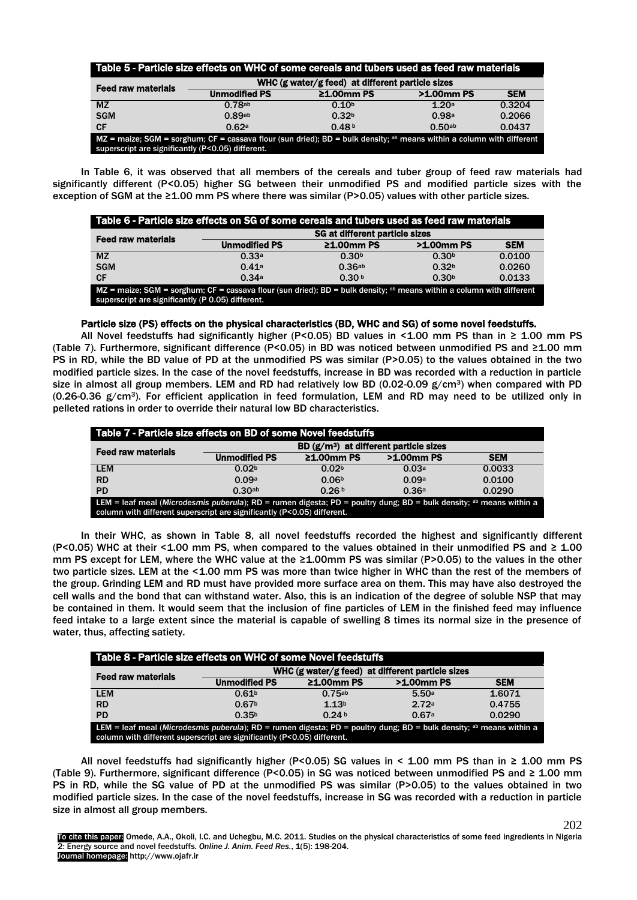**Table 5 - Particle size effects on WHC of some cereals and tubers used as feed raw materials**

| Feed raw materials | WHC (g water/g feed) at different particle sizes | | | |
|---|---|---|---|---|
| | Unmodified PS | ≥1.00mm PS | >1.00mm PS | SEM |
| MZ | 0.78[ab] | 0.10[b] | 1.20[a] | 0.3204 |
| SGM | 0.89[ab] | 0.32[b] | 0.98[a] | 0.2066 |
| CF | 0.62[a] | 0.48[b] | 0.50[ab] | 0.0437 |

MZ = maize; SGM = sorghum; CF = cassava flour (sun dried); BD = bulk density; [ab] means within a column with different superscript are significantly (P<0.05) different.

In Table 6, it was observed that all members of the cereals and tuber group of feed raw materials had significantly different (P<0.05) higher SG between their unmodified PS and modified particle sizes with the exception of SGM at the ≥1.00 mm PS where there was similar (P>0.05) values with other particle sizes.

**Table 6 - Particle size effects on SG of some cereals and tubers used as feed raw materials**

| Feed raw materials | SG at different particle sizes | | | |
|---|---|---|---|---|
| | Unmodified PS | ≥1.00mm PS | >1.00mm PS | SEM |
| MZ | 0.33[a] | 0.30[b] | 0.30[b] | 0.0100 |
| SGM | 0.41[a] | 0.36[ab] | 0.32[b] | 0.0260 |
| CF | 0.34[a] | 0.30[b] | 0.30[b] | 0.0133 |

MZ = maize; SGM = sorghum; CF = cassava flour (sun dried); BD = bulk density; [ab] means within a column with different superscript are significantly (P 0.05) different.

**Particle size (PS) effects on the physical characteristics (BD, WHC and SG) of some novel feedstuffs.**

All Novel feedstuffs had significantly higher (P<0.05) BD values in <1.00 mm PS than in ≥ 1.00 mm PS (Table 7). Furthermore, significant difference (P<0.05) in BD was noticed between unmodified PS and ≥1.00 mm PS in RD, while the BD value of PD at the unmodified PS was similar (P>0.05) to the values obtained in the two modified particle sizes. In the case of the novel feedstuffs, increase in BD was recorded with a reduction in particle size in almost all group members. LEM and RD had relatively low BD (0.02-0.09 g/cm$^3$) when compared with PD (0.26-0.36 g/cm$^3$). For efficient application in feed formulation, LEM and RD may need to be utilized only in pelleted rations in order to override their natural low BD characteristics.

**Table 7 - Particle size effects on BD of some Novel feedstuffs**

| Feed raw materials | BD (g/m$^3$) at different particle sizes | | | |
|---|---|---|---|---|
| | Unmodified PS | ≥1.00mm PS | >1.00mm PS | SEM |
| LEM | 0.02[b] | 0.02[b] | 0.03[a] | 0.0033 |
| RD | 0.09[a] | 0.06[b] | 0.09[a] | 0.0100 |
| PD | 0.30[ab] | 0.26[b] | 0.36[a] | 0.0290 |

LEM = leaf meal (*Microdesmis puberula*); RD = rumen digesta; PD = poultry dung; BD = bulk density; [ab] means within a column with different superscript are significantly (P<0.05) different.

In their WHC, as shown in Table 8, all novel feedstuffs recorded the highest and significantly different (P<0.05) WHC at their <1.00 mm PS, when compared to the values obtained in their unmodified PS and ≥ 1.00 mm PS except for LEM, where the WHC value at the ≥1.00mm PS was similar (P>0.05) to the values in the other two particle sizes. LEM at the <1.00 mm PS was more than twice higher in WHC than the rest of the members of the group. Grinding LEM and RD must have provided more surface area on them. This may have also destroyed the cell walls and the bond that can withstand water. Also, this is an indication of the degree of soluble NSP that may be contained in them. It would seem that the inclusion of fine particles of LEM in the finished feed may influence feed intake to a large extent since the material is capable of swelling 8 times its normal size in the presence of water, thus, affecting satiety.

**Table 8 - Particle size effects on WHC of some Novel feedstuffs**

| Feed raw materials | WHC (g water/g feed) at different particle sizes | | | |
|---|---|---|---|---|
| | Unmodified PS | ≥1.00mm PS | >1.00mm PS | SEM |
| LEM | 0.61[b] | 0.75[ab] | 5.50[a] | 1.6071 |
| RD | 0.67[b] | 1.13[b] | 2.72[a] | 0.4755 |
| PD | 0.35[b] | 0.24[b] | 0.67[a] | 0.0290 |

LEM = leaf meal (*Microdesmis puberula*); RD = rumen digesta; PD = poultry dung; BD = bulk density; [ab] means within a column with different superscript are significantly (P<0.05) different.

All novel feedstuffs had significantly higher (P<0.05) SG values in < 1.00 mm PS than in ≥ 1.00 mm PS (Table 9). Furthermore, significant difference (P<0.05) in SG was noticed between unmodified PS and ≥ 1.00 mm PS in RD, while the SG value of PD at the unmodified PS was similar (P>0.05) to the values obtained in two modified particle sizes. In the case of the novel feedstuffs, increase in SG was recorded with a reduction in particle size in almost all group members.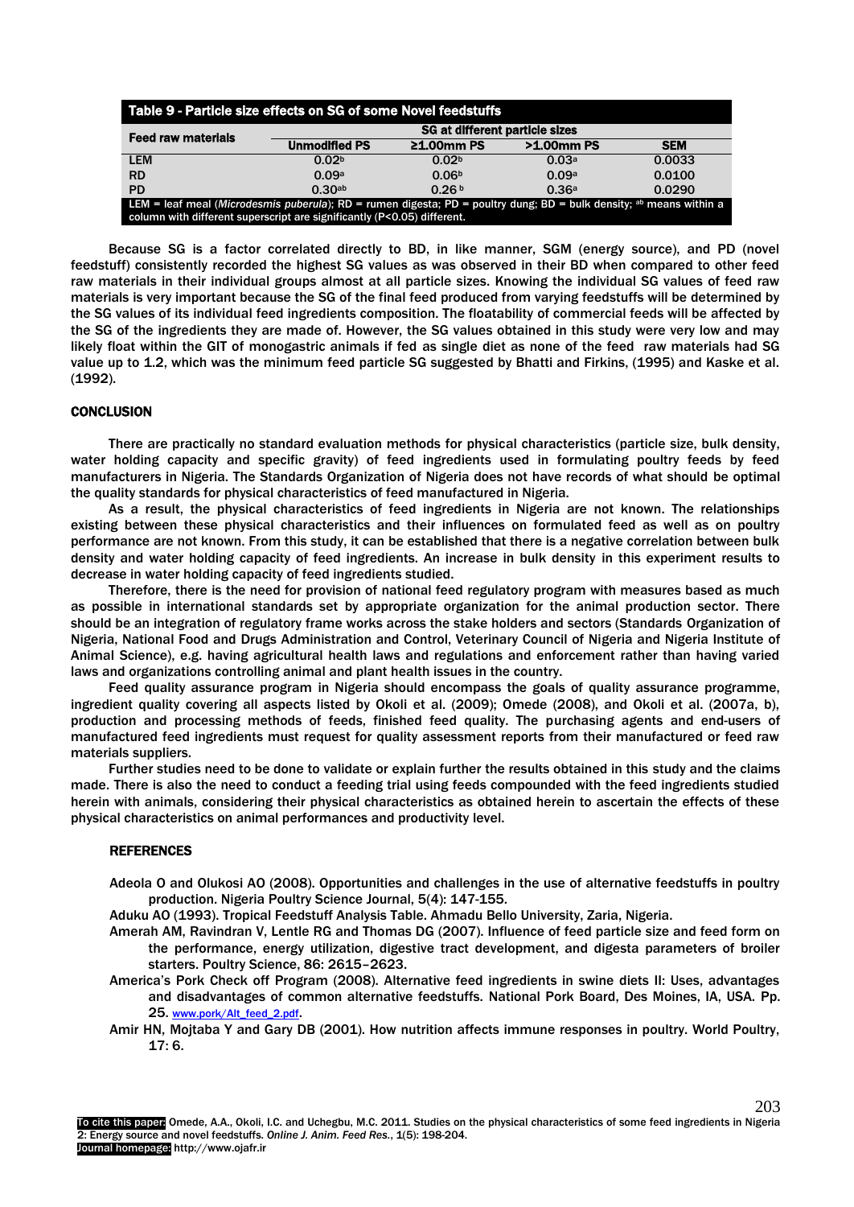**Table 9 - Particle size effects on SG of some Novel feedstuffs**

| Feed raw materials | SG at different particle sizes | | | |
|---|---|---|---|---|
| | Unmodified PS | ≥1.00mm PS | >1.00mm PS | SEM |
| LEM | 0.02[b] | 0.02[b] | 0.03[a] | 0.0033 |
| RD | 0.09[a] | 0.06[b] | 0.09[a] | 0.0100 |
| PD | 0.30[ab] | 0.26[b] | 0.36[a] | 0.0290 |

LEM = leaf meal (*Microdesmis puberula*); RD = rumen digesta; PD = poultry dung; BD = bulk density; [ab] means within a column with different superscript are significantly (P<0.05) different.

Because SG is a factor correlated directly to BD, in like manner, SGM (energy source), and PD (novel feedstuff) consistently recorded the highest SG values as was observed in their BD when compared to other feed raw materials in their individual groups almost at all particle sizes. Knowing the individual SG values of feed raw materials is very important because the SG of the final feed produced from varying feedstuffs will be determined by the SG values of its individual feed ingredients composition. The floatability of commercial feeds will be affected by the SG of the ingredients they are made of. However, the SG values obtained in this study were very low and may likely float within the GIT of monogastric animals if fed as single diet as none of the feed raw materials had SG value up to 1.2, which was the minimum feed particle SG suggested by Bhatti and Firkins, (1995) and Kaske et al. (1992).

## CONCLUSION

There are practically no standard evaluation methods for physical characteristics (particle size, bulk density, water holding capacity and specific gravity) of feed ingredients used in formulating poultry feeds by feed manufacturers in Nigeria. The Standards Organization of Nigeria does not have records of what should be optimal the quality standards for physical characteristics of feed manufactured in Nigeria.

As a result, the physical characteristics of feed ingredients in Nigeria are not known. The relationships existing between these physical characteristics and their influences on formulated feed as well as on poultry performance are not known. From this study, it can be established that there is a negative correlation between bulk density and water holding capacity of feed ingredients. An increase in bulk density in this experiment results to decrease in water holding capacity of feed ingredients studied.

Therefore, there is the need for provision of national feed regulatory program with measures based as much as possible in international standards set by appropriate organization for the animal production sector. There should be an integration of regulatory frame works across the stake holders and sectors (Standards Organization of Nigeria, National Food and Drugs Administration and Control, Veterinary Council of Nigeria and Nigeria Institute of Animal Science), e.g. having agricultural health laws and regulations and enforcement rather than having varied laws and organizations controlling animal and plant health issues in the country.

Feed quality assurance program in Nigeria should encompass the goals of quality assurance programme, ingredient quality covering all aspects listed by Okoli et al. (2009); Omede (2008), and Okoli et al. (2007a, b), production and processing methods of feeds, finished feed quality. The purchasing agents and end-users of manufactured feed ingredients must request for quality assessment reports from their manufactured or feed raw materials suppliers.

Further studies need to be done to validate or explain further the results obtained in this study and the claims made. There is also the need to conduct a feeding trial using feeds compounded with the feed ingredients studied herein with animals, considering their physical characteristics as obtained herein to ascertain the effects of these physical characteristics on animal performances and productivity level.

## REFERENCES

Adeola O and Olukosi AO (2008). Opportunities and challenges in the use of alternative feedstuffs in poultry production. Nigeria Poultry Science Journal, 5(4): 147-155.

Aduku AO (1993). Tropical Feedstuff Analysis Table. Ahmadu Bello University, Zaria, Nigeria.

Amerah AM, Ravindran V, Lentle RG and Thomas DG (2007). Influence of feed particle size and feed form on the performance, energy utilization, digestive tract development, and digesta parameters of broiler starters. Poultry Science, 86: 2615–2623.

America's Pork Check off Program (2008). Alternative feed ingredients in swine diets II: Uses, advantages and disadvantages of common alternative feedstuffs. National Pork Board, Des Moines, IA, USA. Pp. 25. www.pork/Alt_feed_2.pdf.

Amir HN, Mojtaba Y and Gary DB (2001). How nutrition affects immune responses in poultry. World Poultry, 17: 6.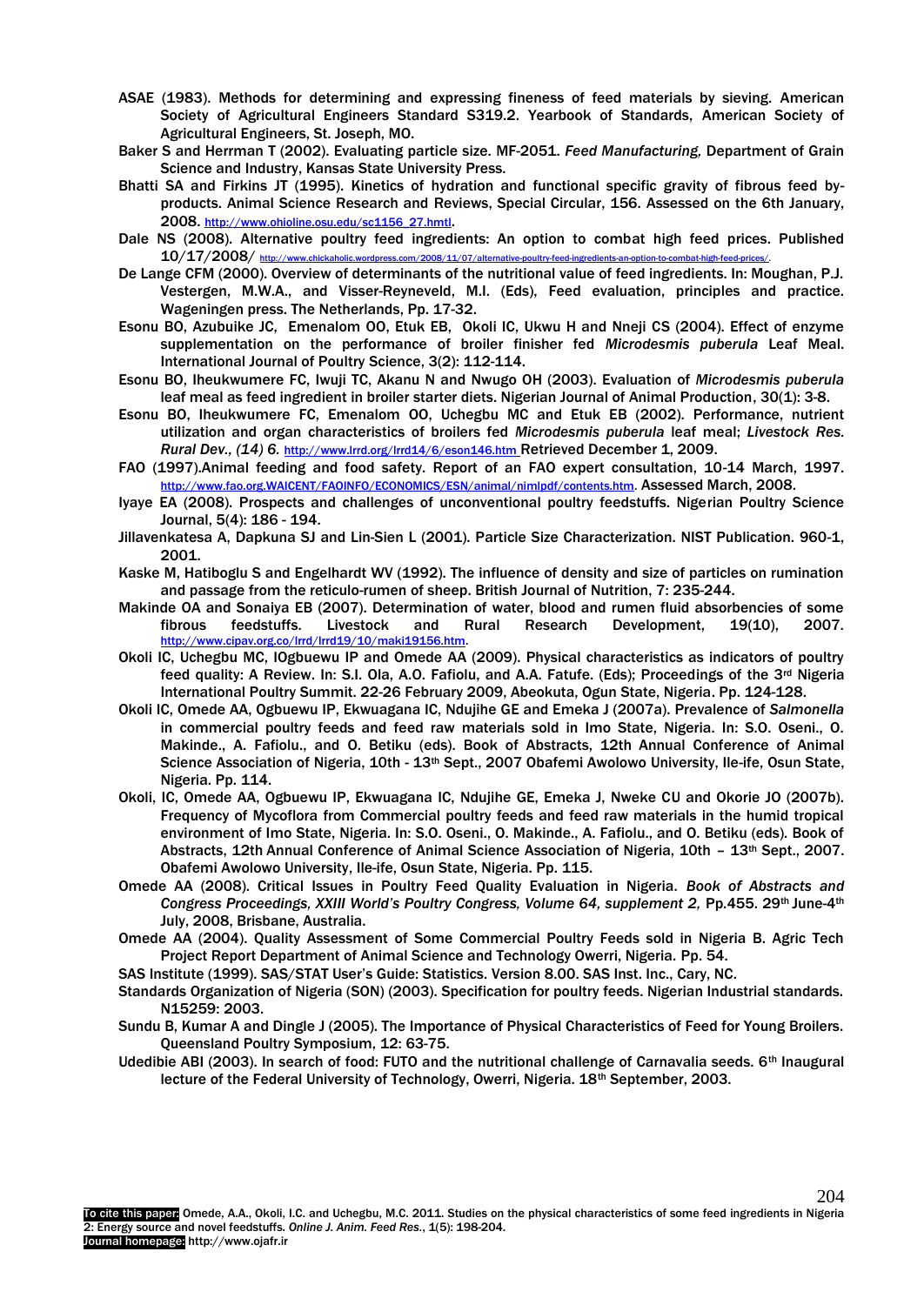ASAE (1983). Methods for determining and expressing fineness of feed materials by sieving. American Society of Agricultural Engineers Standard S319.2. Yearbook of Standards, American Society of Agricultural Engineers, St. Joseph, MO.

Baker S and Herrman T (2002). Evaluating particle size. MF-2051. *Feed Manufacturing,* Department of Grain Science and Industry, Kansas State University Press.

Bhatti SA and Firkins JT (1995). Kinetics of hydration and functional specific gravity of fibrous feed by-products. Animal Science Research and Reviews, Special Circular, 156. Assessed on the 6th January, 2008. http://www.ohioline.osu.edu/sc1156_27.hmtl.

Dale NS (2008). Alternative poultry feed ingredients: An option to combat high feed prices. Published 10/17/2008/ http://www.chickaholic.wordpress.com/2008/11/07/alternative-poultry-feed-ingredients-an-option-to-combat-high-feed-prices/.

De Lange CFM (2000). Overview of determinants of the nutritional value of feed ingredients. In: Moughan, P.J. Vestergen, M.W.A., and Visser-Reyneveld, M.I. (Eds), Feed evaluation, principles and practice. Wageningen press. The Netherlands, Pp. 17-32.

Esonu BO, Azubuike JC, Emenalom OO, Etuk EB, Okoli IC, Ukwu H and Nneji CS (2004). Effect of enzyme supplementation on the performance of broiler finisher fed *Microdesmis puberula* Leaf Meal. International Journal of Poultry Science, 3(2): 112-114.

Esonu BO, Iheukwumere FC, Iwuji TC, Akanu N and Nwugo OH (2003). Evaluation of *Microdesmis puberula* leaf meal as feed ingredient in broiler starter diets. Nigerian Journal of Animal Production, 30(1): 3-8.

Esonu BO, Iheukwumere FC, Emenalom OO, Uchegbu MC and Etuk EB (2002). Performance, nutrient utilization and organ characteristics of broilers fed *Microdesmis puberula* leaf meal; *Livestock Res. Rural Dev., (14) 6.* http://www.lrrd.org/lrrd14/6/eson146.htm Retrieved December 1, 2009.

FAO (1997).Animal feeding and food safety. Report of an FAO expert consultation, 10-14 March, 1997. http://www.fao.org.WAICENT/FAOINFO/ECONOMICS/ESN/animal/nimlpdf/contents.htm. Assessed March, 2008.

Iyaye EA (2008). Prospects and challenges of unconventional poultry feedstuffs. Nigerian Poultry Science Journal, 5(4): 186 - 194.

Jillavenkatesa A, Dapkuna SJ and Lin-Sien L (2001). Particle Size Characterization. NIST Publication. 960-1, 2001.

Kaske M, Hatiboglu S and Engelhardt WV (1992). The influence of density and size of particles on rumination and passage from the reticulo-rumen of sheep. British Journal of Nutrition, 7: 235-244.

Makinde OA and Sonaiya EB (2007). Determination of water, blood and rumen fluid absorbencies of some fibrous feedstuffs. Livestock and Rural Research Development, 19(10), 2007. http://www.cipav.org.co/lrrd/lrrd19/10/maki19156.htm.

Okoli IC, Uchegbu MC, IOgbuewu IP and Omede AA (2009). Physical characteristics as indicators of poultry feed quality: A Review. In: S.I. Ola, A.O. Fafiolu, and A.A. Fatufe. (Eds); Proceedings of the 3rd Nigeria International Poultry Summit. 22-26 February 2009, Abeokuta, Ogun State, Nigeria. Pp. 124-128.

Okoli IC, Omede AA, Ogbuewu IP, Ekwuagana IC, Ndujihe GE and Emeka J (2007a). Prevalence of *Salmonella* in commercial poultry feeds and feed raw materials sold in Imo State, Nigeria. In: S.O. Oseni., O. Makinde., A. Fafiolu., and O. Betiku (eds). Book of Abstracts, 12th Annual Conference of Animal Science Association of Nigeria, 10th - 13th Sept., 2007 Obafemi Awolowo University, Ile-ife, Osun State, Nigeria. Pp. 114.

Okoli, IC, Omede AA, Ogbuewu IP, Ekwuagana IC, Ndujihe GE, Emeka J, Nweke CU and Okorie JO (2007b). Frequency of Mycoflora from Commercial poultry feeds and feed raw materials in the humid tropical environment of Imo State, Nigeria. In: S.O. Oseni., O. Makinde., A. Fafiolu., and O. Betiku (eds). Book of Abstracts, 12th Annual Conference of Animal Science Association of Nigeria, 10th – 13th Sept., 2007. Obafemi Awolowo University, Ile-ife, Osun State, Nigeria. Pp. 115.

Omede AA (2008). Critical Issues in Poultry Feed Quality Evaluation in Nigeria. *Book of Abstracts and Congress Proceedings, XXIII World's Poultry Congress, Volume 64, supplement 2,* Pp.455. 29th June-4th July, 2008, Brisbane, Australia.

Omede AA (2004). Quality Assessment of Some Commercial Poultry Feeds sold in Nigeria B. Agric Tech Project Report Department of Animal Science and Technology Owerri, Nigeria. Pp. 54.

SAS Institute (1999). SAS/STAT User's Guide: Statistics. Version 8.00. SAS Inst. Inc., Cary, NC.

Standards Organization of Nigeria (SON) (2003). Specification for poultry feeds. Nigerian Industrial standards. N15259: 2003.

Sundu B, Kumar A and Dingle J (2005). The Importance of Physical Characteristics of Feed for Young Broilers. Queensland Poultry Symposium, 12: 63-75.

Udedibie ABI (2003). In search of food: FUTO and the nutritional challenge of Carnavalia seeds. 6th Inaugural lecture of the Federal University of Technology, Owerri, Nigeria. 18th September, 2003.